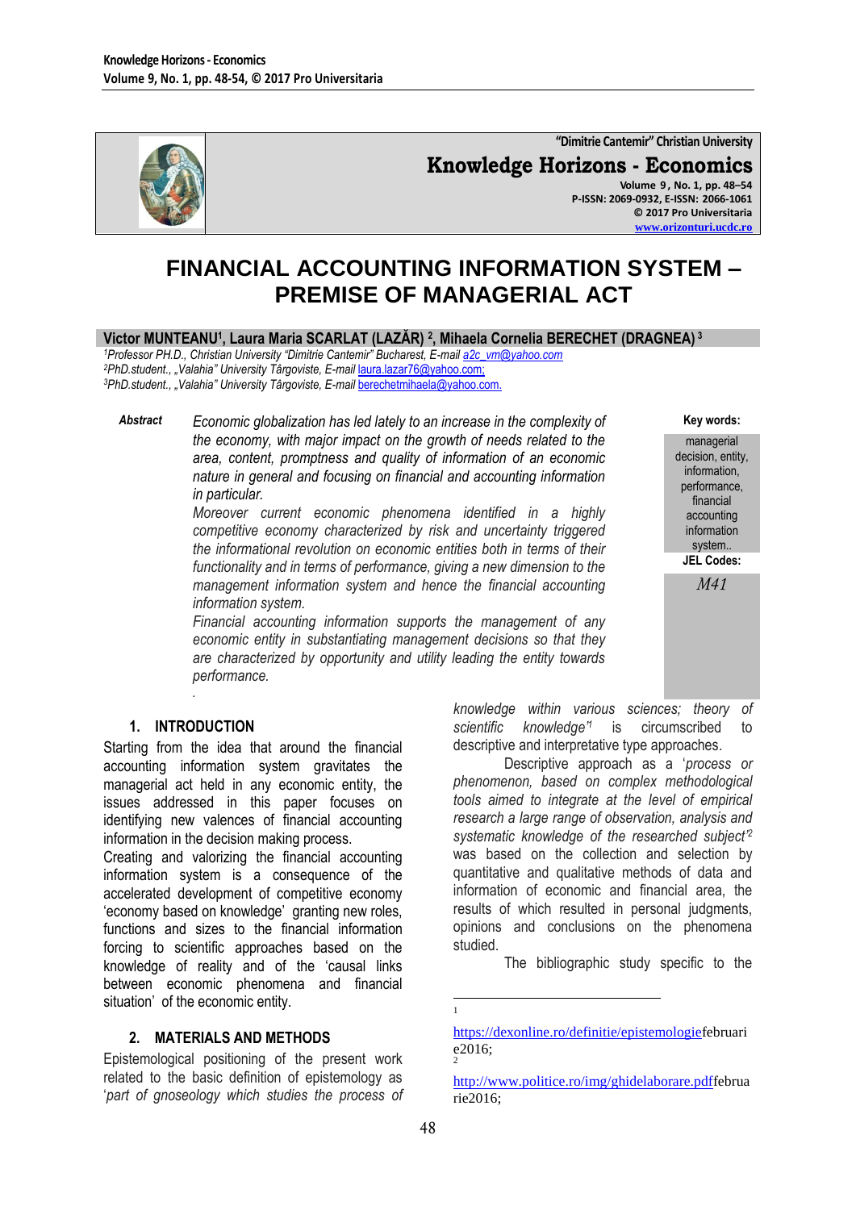# FINANCIAL ACCOUNTING INFORMATION SYSTEM – PREMISE OF MANAGERIAL ACT

**Victor MUNTEANU[1], Laura Maria SCARLAT (LAZĂR) [2], Mihaela Cornelia BERECHET (DRAGNEA) [3]**

[1]*Professor PH.D., Christian University "Dimitrie Cantemir" Bucharest, E-mail* a2c_vm@yahoo.com
[2]*PhD.student., „Valahia" University Târgoviste, E-mail* laura.lazar76@yahoo.com;
[3]*PhD.student., „Valahia" University Târgoviste, E-mail* berechetmihaela@yahoo.com.

**Abstract**

*Economic globalization has led lately to an increase in the complexity of the economy, with major impact on the growth of needs related to the area, content, promptness and quality of information of an economic nature in general and focusing on financial and accounting information in particular.*

*Moreover current economic phenomena identified in a highly competitive economy characterized by risk and uncertainty triggered the informational revolution on economic entities both in terms of their functionality and in terms of performance, giving a new dimension to the management information system and hence the financial accounting information system.*

*Financial accounting information supports the management of any economic entity in substantiating management decisions so that they are characterized by opportunity and utility leading the entity towards performance.*

**Key words:** managerial decision, entity, information, performance, financial accounting information system..

**JEL Codes:** *M41*

## 1. INTRODUCTION

Starting from the idea that around the financial accounting information system gravitates the managerial act held in any economic entity, the issues addressed in this paper focuses on identifying new valences of financial accounting information in the decision making process.

Creating and valorizing the financial accounting information system is a consequence of the accelerated development of competitive economy 'economy based on knowledge' granting new roles, functions and sizes to the financial information forcing to scientific approaches based on the knowledge of reality and of the 'causal links between economic phenomena and financial situation' of the economic entity.

## 2. MATERIALS AND METHODS

Epistemological positioning of the present work related to the basic definition of epistemology as '*part of gnoseology which studies the process of knowledge within various sciences; theory of scientific knowledge*'[1] is circumscribed to descriptive and interpretative type approaches.

Descriptive approach as a '*process or phenomenon, based on complex methodological tools aimed to integrate at the level of empirical research a large range of observation, analysis and systematic knowledge of the researched subject*'[2] was based on the collection and selection by quantitative and qualitative methods of data and information of economic and financial area, the results of which resulted in personal judgments, opinions and conclusions on the phenomena studied.

The bibliographic study specific to the

---

[1] https://dexonline.ro/definitie/epistemologiefebruarie2016;

[2] http://www.politice.ro/img/ghidelaborare.pdffebruarie2016;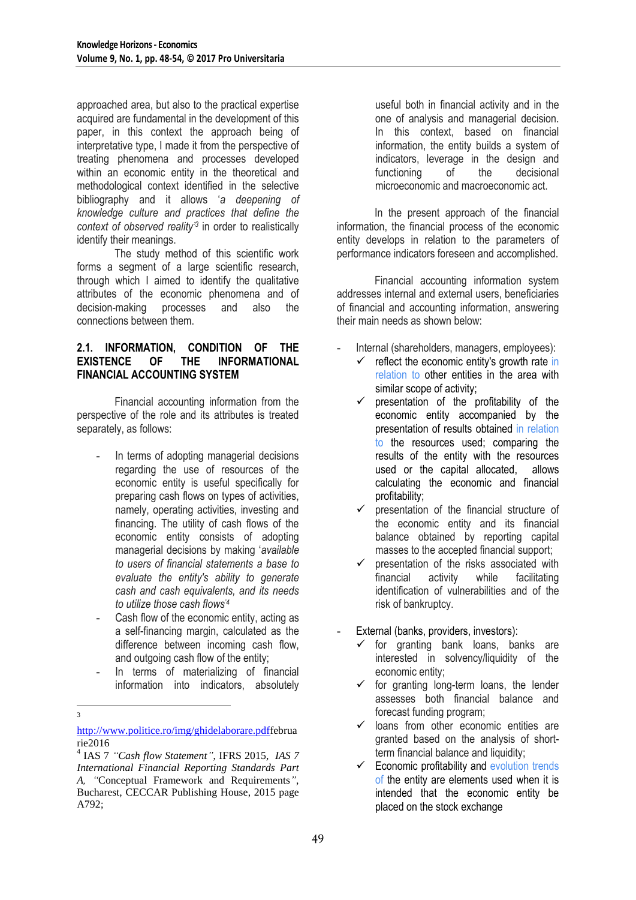approached area, but also to the practical expertise acquired are fundamental in the development of this paper, in this context the approach being of interpretative type, I made it from the perspective of treating phenomena and processes developed within an economic entity in the theoretical and methodological context identified in the selective bibliography and it allows '*a deepening of knowledge culture and practices that define the context of observed reality*'[3] in order to realistically identify their meanings.

The study method of this scientific work forms a segment of a large scientific research, through which I aimed to identify the qualitative attributes of the economic phenomena and of decision-making processes and also the connections between them.

### 2.1. INFORMATION, CONDITION OF THE EXISTENCE OF THE INFORMATIONAL FINANCIAL ACCOUNTING SYSTEM

Financial accounting information from the perspective of the role and its attributes is treated separately, as follows:

- In terms of adopting managerial decisions regarding the use of resources of the economic entity is useful specifically for preparing cash flows on types of activities, namely, operating activities, investing and financing. The utility of cash flows of the economic entity consists of adopting managerial decisions by making '*available to users of financial statements a base to evaluate the entity's ability to generate cash and cash equivalents, and its needs to utilize those cash flows*'[4]
- Cash flow of the economic entity, acting as a self-financing margin, calculated as the difference between incoming cash flow, and outgoing cash flow of the entity;
- In terms of materializing of financial information into indicators, absolutely useful both in financial activity and in the one of analysis and managerial decision. In this context, based on financial information, the entity builds a system of indicators, leverage in the design and functioning of the decisional microeconomic and macroeconomic act.

In the present approach of the financial information, the financial process of the economic entity develops in relation to the parameters of performance indicators foreseen and accomplished.

Financial accounting information system addresses internal and external users, beneficiaries of financial and accounting information, answering their main needs as shown below:

- Internal (shareholders, managers, employees):
  - ✓ reflect the economic entity's growth rate in relation to other entities in the area with similar scope of activity;
  - ✓ presentation of the profitability of the economic entity accompanied by the presentation of results obtained in relation to the resources used; comparing the results of the entity with the resources used or the capital allocated, allows calculating the economic and financial profitability;
  - ✓ presentation of the financial structure of the economic entity and its financial balance obtained by reporting capital masses to the accepted financial support;
  - ✓ presentation of the risks associated with financial activity while facilitating identification of vulnerabilities and of the risk of bankruptcy.
- External (banks, providers, investors):
  - ✓ for granting bank loans, banks are interested in solvency/liquidity of the economic entity;
  - ✓ for granting long-term loans, the lender assesses both financial balance and forecast funding program;
  - ✓ loans from other economic entities are granted based on the analysis of short-term financial balance and liquidity;
  - ✓ Economic profitability and evolution trends of the entity are elements used when it is intended that the economic entity be placed on the stock exchange

---

[3] http://www.politice.ro/img/ghidelaborare.pdffebruarie2016

[4] IAS 7 *"Cash flow Statement"*, IFRS 2015, *IAS 7 International Financial Reporting Standards Part A*, *"*Conceptual Framework and Requirements*"*, Bucharest, CECCAR Publishing House, 2015 page A792;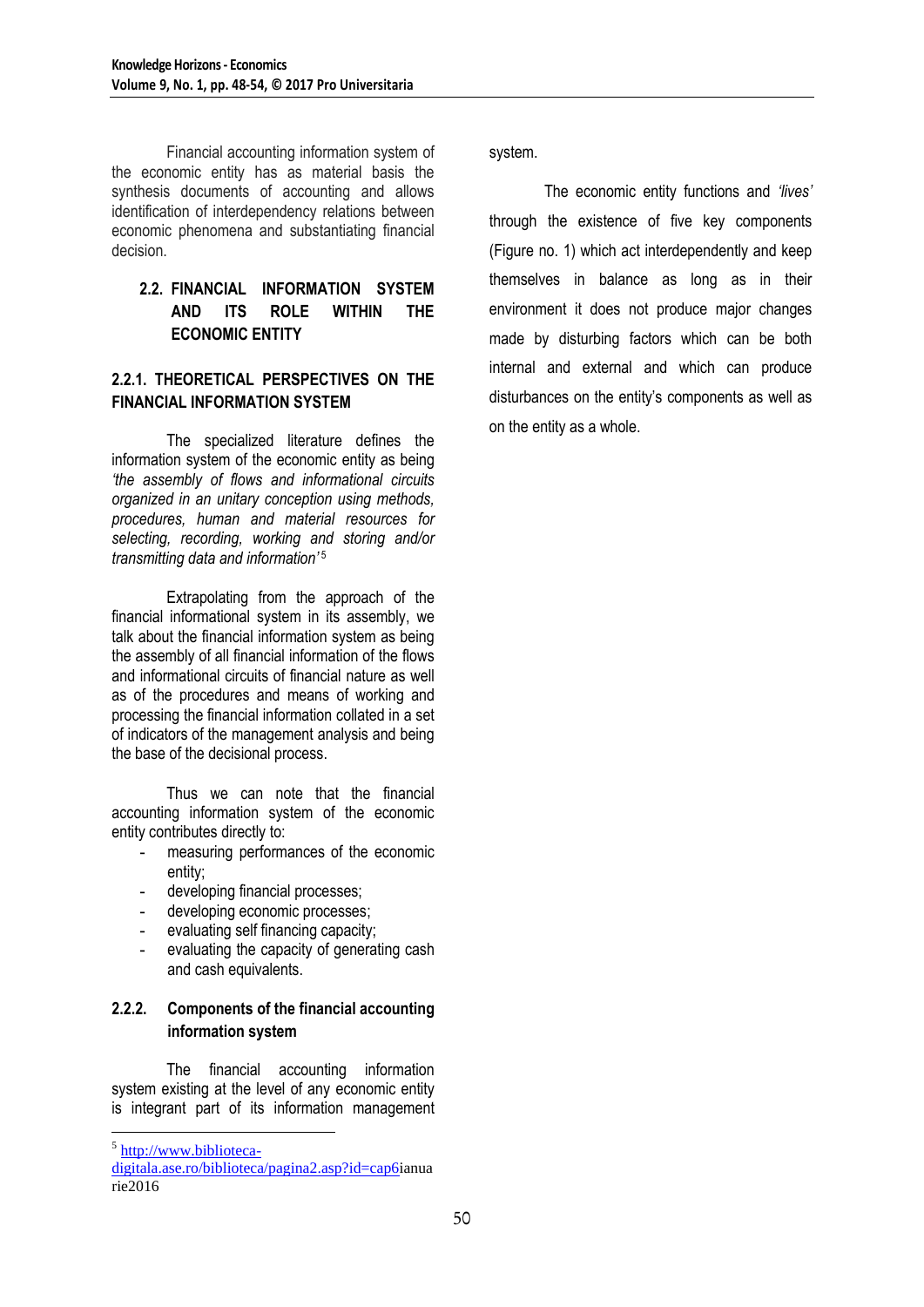Financial accounting information system of the economic entity has as material basis the synthesis documents of accounting and allows identification of interdependency relations between economic phenomena and substantiating financial decision.

## 2.2. FINANCIAL INFORMATION SYSTEM AND ITS ROLE WITHIN THE ECONOMIC ENTITY

### 2.2.1. THEORETICAL PERSPECTIVES ON THE FINANCIAL INFORMATION SYSTEM

The specialized literature defines the information system of the economic entity as being *'the assembly of flows and informational circuits organized in an unitary conception using methods, procedures, human and material resources for selecting, recording, working and storing and/or transmitting data and information'*[5]

Extrapolating from the approach of the financial informational system in its assembly, we talk about the financial information system as being the assembly of all financial information of the flows and informational circuits of financial nature as well as of the procedures and means of working and processing the financial information collated in a set of indicators of the management analysis and being the base of the decisional process.

Thus we can note that the financial accounting information system of the economic entity contributes directly to:

- measuring performances of the economic entity;
- developing financial processes;
- developing economic processes;
- evaluating self financing capacity;
- evaluating the capacity of generating cash and cash equivalents.

### 2.2.2. Components of the financial accounting information system

The financial accounting information system existing at the level of any economic entity is integrant part of its information management system.

The economic entity functions and *'lives'* through the existence of five key components (Figure no. 1) which act interdependently and keep themselves in balance as long as in their environment it does not produce major changes made by disturbing factors which can be both internal and external and which can produce disturbances on the entity's components as well as on the entity as a whole.

---

[5] http://www.biblioteca-digitala.ase.ro/biblioteca/pagina2.asp?id=cap6ianuarie2016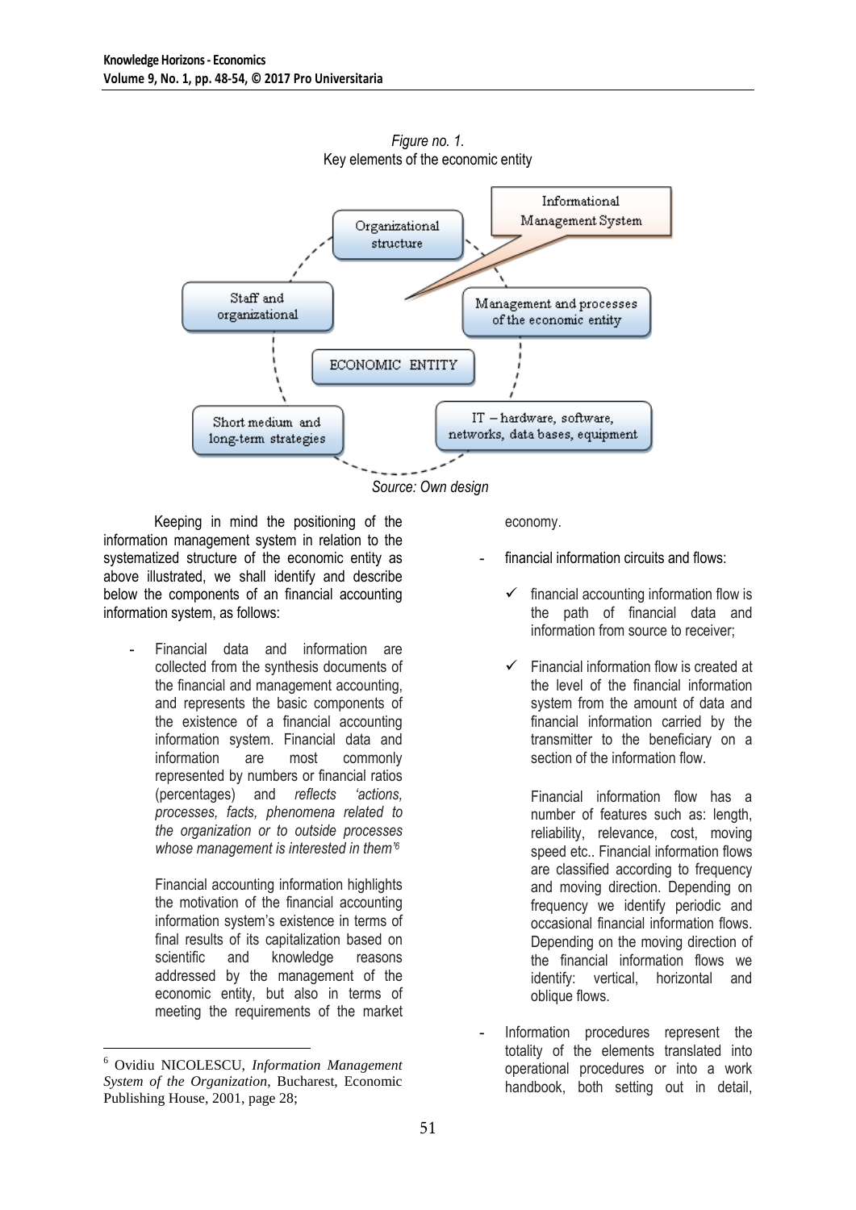*Figure no. 1.*
Key elements of the economic entity

Source: Own design

Keeping in mind the positioning of the information management system in relation to the systematized structure of the economic entity as above illustrated, we shall identify and describe below the components of an financial accounting information system, as follows:

- Financial data and information are collected from the synthesis documents of the financial and management accounting, and represents the basic components of the existence of a financial accounting information system. Financial data and information are most commonly represented by numbers or financial ratios (percentages) and *reflects 'actions, processes, facts, phenomena related to the organization or to outside processes whose management is interested in them'*[6]

  Financial accounting information highlights the motivation of the financial accounting information system's existence in terms of final results of its capitalization based on scientific and knowledge reasons addressed by the management of the economic entity, but also in terms of meeting the requirements of the market economy.

- financial information circuits and flows:

  - ✓ financial accounting information flow is the path of financial data and information from source to receiver;
  - ✓ Financial information flow is created at the level of the financial information system from the amount of data and financial information carried by the transmitter to the beneficiary on a section of the information flow.

    Financial information flow has a number of features such as: length, reliability, relevance, cost, moving speed etc.. Financial information flows are classified according to frequency and moving direction. Depending on frequency we identify periodic and occasional financial information flows. Depending on the moving direction of the financial information flows we identify: vertical, horizontal and oblique flows.

- Information procedures represent the totality of the elements translated into operational procedures or into a work handbook, both setting out in detail,

---

[6] Ovidiu NICOLESCU, *Information Management System of the Organization*, Bucharest, Economic Publishing House, 2001, page 28;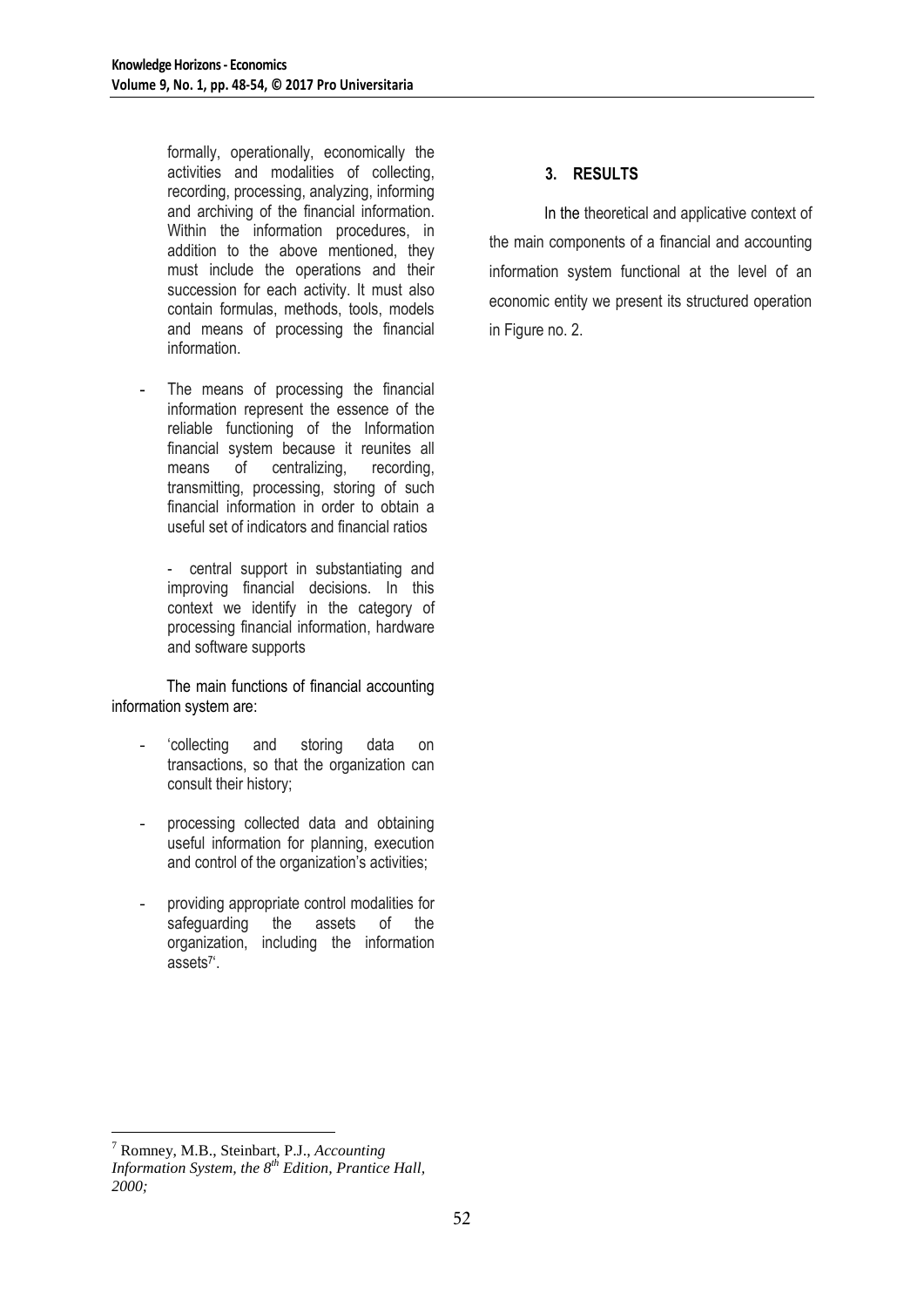formally, operationally, economically the activities and modalities of collecting, recording, processing, analyzing, informing and archiving of the financial information. Within the information procedures, in addition to the above mentioned, they must include the operations and their succession for each activity. It must also contain formulas, methods, tools, models and means of processing the financial information.

- The means of processing the financial information represent the essence of the reliable functioning of the Information financial system because it reunites all means of centralizing, recording, transmitting, processing, storing of such financial information in order to obtain a useful set of indicators and financial ratios

  - central support in substantiating and improving financial decisions. In this context we identify in the category of processing financial information, hardware and software supports

The main functions of financial accounting information system are:

- 'collecting and storing data on transactions, so that the organization can consult their history;
- processing collected data and obtaining useful information for planning, execution and control of the organization's activities;
- providing appropriate control modalities for safeguarding the assets of the organization, including the information assets[7]'.

## 3. RESULTS

In the theoretical and applicative context of the main components of a financial and accounting information system functional at the level of an economic entity we present its structured operation in Figure no. 2.

---

[7] Romney, M.B., Steinbart, P.J., *Accounting Information System, the 8th Edition, Prantice Hall, 2000;*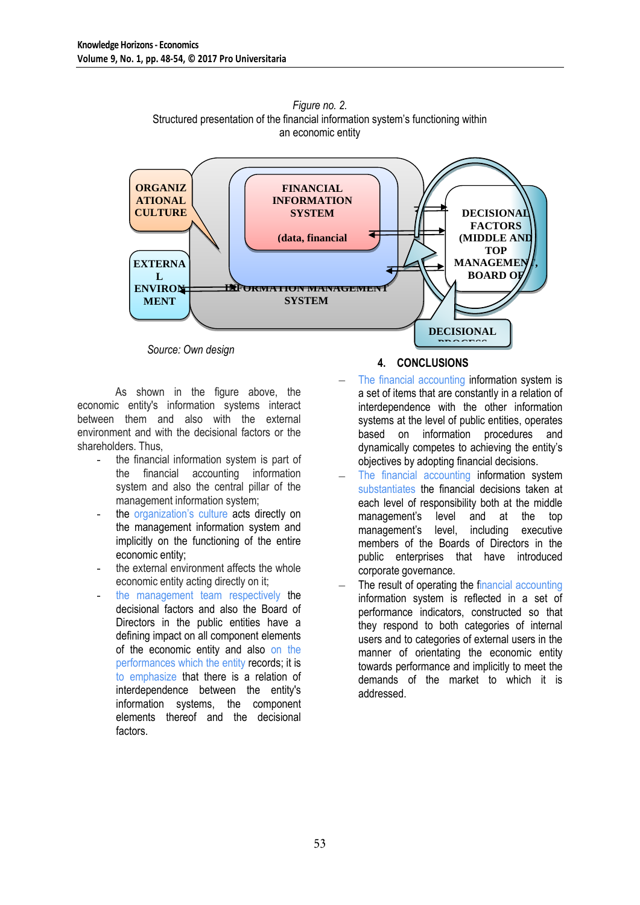*Figure no. 2.*
Structured presentation of the financial information system's functioning within an economic entity

*Source: Own design*

As shown in the figure above, the economic entity's information systems interact between them and also with the external environment and with the decisional factors or the shareholders. Thus,

- the financial information system is part of the financial accounting information system and also the central pillar of the management information system;
- the organization's culture acts directly on the management information system and implicitly on the functioning of the entire economic entity;
- the external environment affects the whole economic entity acting directly on it;
- the management team respectively the decisional factors and also the Board of Directors in the public entities have a defining impact on all component elements of the economic entity and also on the performances which the entity records; it is to emphasize that there is a relation of interdependence between the entity's information systems, the component elements thereof and the decisional factors.

## 4. CONCLUSIONS

- The financial accounting information system is a set of items that are constantly in a relation of interdependence with the other information systems at the level of public entities, operates based on information procedures and dynamically competes to achieving the entity's objectives by adopting financial decisions.
- The financial accounting information system substantiates the financial decisions taken at each level of responsibility both at the middle management's level and at the top management's level, including executive members of the Boards of Directors in the public enterprises that have introduced corporate governance.
- The result of operating the financial accounting information system is reflected in a set of performance indicators, constructed so that they respond to both categories of internal users and to categories of external users in the manner of orientating the economic entity towards performance and implicitly to meet the demands of the market to which it is addressed.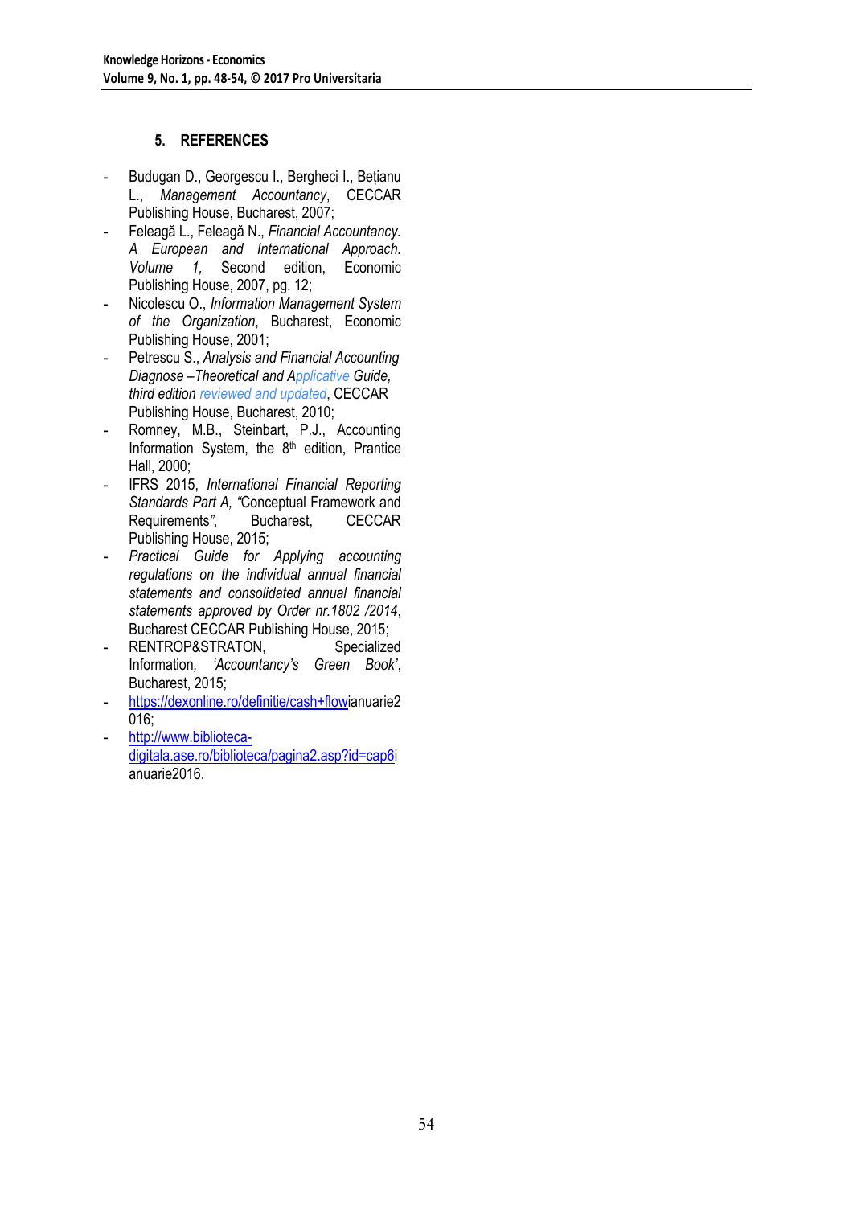## 5. REFERENCES

- Budugan D., Georgescu I., Bergheci I., Bețianu L., *Management Accountancy*, CECCAR Publishing House, Bucharest, 2007;
- Feleagă L., Feleagă N., *Financial Accountancy. A European and International Approach. Volume 1,* Second edition, Economic Publishing House, 2007, pg. 12;
- Nicolescu O., *Information Management System of the Organization*, Bucharest, Economic Publishing House, 2001;
- Petrescu S., *Analysis and Financial Accounting Diagnose –Theoretical and Applicative Guide, third edition reviewed and updated*, CECCAR Publishing House, Bucharest, 2010;
- Romney, M.B., Steinbart, P.J., Accounting Information System, the 8th edition, Prantice Hall, 2000;
- IFRS 2015, *International Financial Reporting Standards Part A, "*Conceptual Framework and Requirements*"*, Bucharest, CECCAR Publishing House, 2015;
- *Practical Guide for Applying accounting regulations on the individual annual financial statements and consolidated annual financial statements approved by Order nr.1802 /2014*, Bucharest CECCAR Publishing House, 2015;
- RENTROP&STRATON, Specialized Information*, 'Accountancy's Green Book'*, Bucharest, 2015;
- https://dexonline.ro/definitie/cash+flowianuarie2016;
- http://www.biblioteca-digitala.ase.ro/biblioteca/pagina2.asp?id=cap6ianuarie2016.